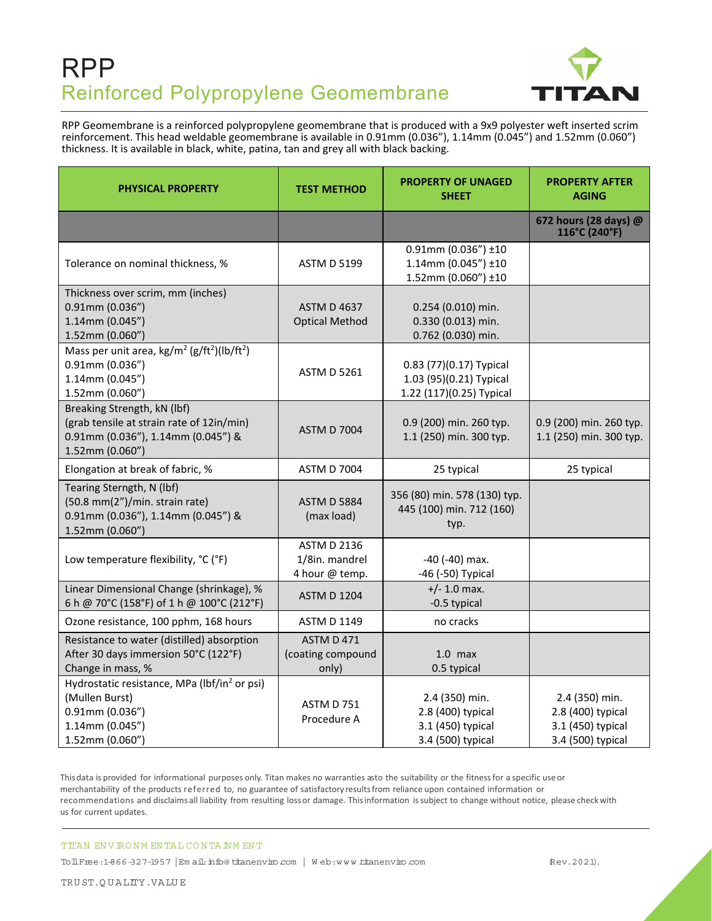# RPP

## Reinforced Polypropylene Geomembrane

RPP Geomembrane is a reinforced polypropylene geomembrane that is produced with a 9x9 polyester weft inserted scrim reinforcement. This head weldable geomembrane is available in 0.91mm (0.036”), 1.14mm (0.045”) and 1.52mm (0.060”) thickness. It is available in black, white, patina, tan and grey all with black backing.

| PHYSICAL PROPERTY | TEST METHOD | PROPERTY OF UNAGED SHEET | PROPERTY AFTER AGING |
|---|---|---|---|
| | | | 672 hours (28 days) @ 116°C (240°F) |
| Tolerance on nominal thickness, % | ASTM D 5199 | 0.91mm (0.036”) ±10<br>1.14mm (0.045”) ±10<br>1.52mm (0.060”) ±10 | |
| Thickness over scrim, mm (inches)<br>0.91mm (0.036”)<br>1.14mm (0.045”)<br>1.52mm (0.060”) | ASTM D 4637<br>Optical Method | 0.254 (0.010) min.<br>0.330 (0.013) min.<br>0.762 (0.030) min. | |
| Mass per unit area, kg/m$^2$ (g/ft$^2$)(lb/ft$^2$)<br>0.91mm (0.036”)<br>1.14mm (0.045”)<br>1.52mm (0.060”) | ASTM D 5261 | 0.83 (77)(0.17) Typical<br>1.03 (95)(0.21) Typical<br>1.22 (117)(0.25) Typical | |
| Breaking Strength, kN (lbf)<br>(grab tensile at strain rate of 12in/min)<br>0.91mm (0.036”), 1.14mm (0.045”) &<br>1.52mm (0.060”) | ASTM D 7004 | 0.9 (200) min. 260 typ.<br>1.1 (250) min. 300 typ. | 0.9 (200) min. 260 typ.<br>1.1 (250) min. 300 typ. |
| Elongation at break of fabric, % | ASTM D 7004 | 25 typical | 25 typical |
| Tearing Sterngth, N (lbf)<br>(50.8 mm(2”)/min. strain rate)<br>0.91mm (0.036”), 1.14mm (0.045”) &<br>1.52mm (0.060”) | ASTM D 5884<br>(max load) | 356 (80) min. 578 (130) typ.<br>445 (100) min. 712 (160) typ. | |
| Low temperature flexibility, °C (°F) | ASTM D 2136<br>1/8in. mandrel<br>4 hour @ temp. | -40 (-40) max.<br>-46 (-50) Typical | |
| Linear Dimensional Change (shrinkage), %<br>6 h @ 70°C (158°F) of 1 h @ 100°C (212°F) | ASTM D 1204 | +/- 1.0 max.<br>-0.5 typical | |
| Ozone resistance, 100 pphm, 168 hours | ASTM D 1149 | no cracks | |
| Resistance to water (distilled) absorption<br>After 30 days immersion 50°C (122°F)<br>Change in mass, % | ASTM D 471<br>(coating compound only) | 1.0 max<br>0.5 typical | |
| Hydrostatic resistance, MPa (lbf/in$^2$ or psi)<br>(Mullen Burst)<br>0.91mm (0.036”)<br>1.14mm (0.045”)<br>1.52mm (0.060”) | ASTM D 751<br>Procedure A | 2.4 (350) min.<br>2.8 (400) typical<br>3.1 (450) typical<br>3.4 (500) typical | 2.4 (350) min.<br>2.8 (400) typical<br>3.1 (450) typical<br>3.4 (500) typical |

This data is provided for informational purposes only. Titan makes no warranties as to the suitability or the fitness for a specific use or merchantability of the products referred to, no guarantee of satisfactory results from reliance upon contained information or recommendations and disclaims all liability from resulting loss or damage. This information is subject to change without notice, please check with us for current updates.

TITAN ENVIRONMENTAL CONTAINMENT

Toll Free: 1-866-327-1957 | Email: info@titanenviro.com | Web: www.titanenviro.com (Rev. 2021).

TRUST. QUALITY. VALUE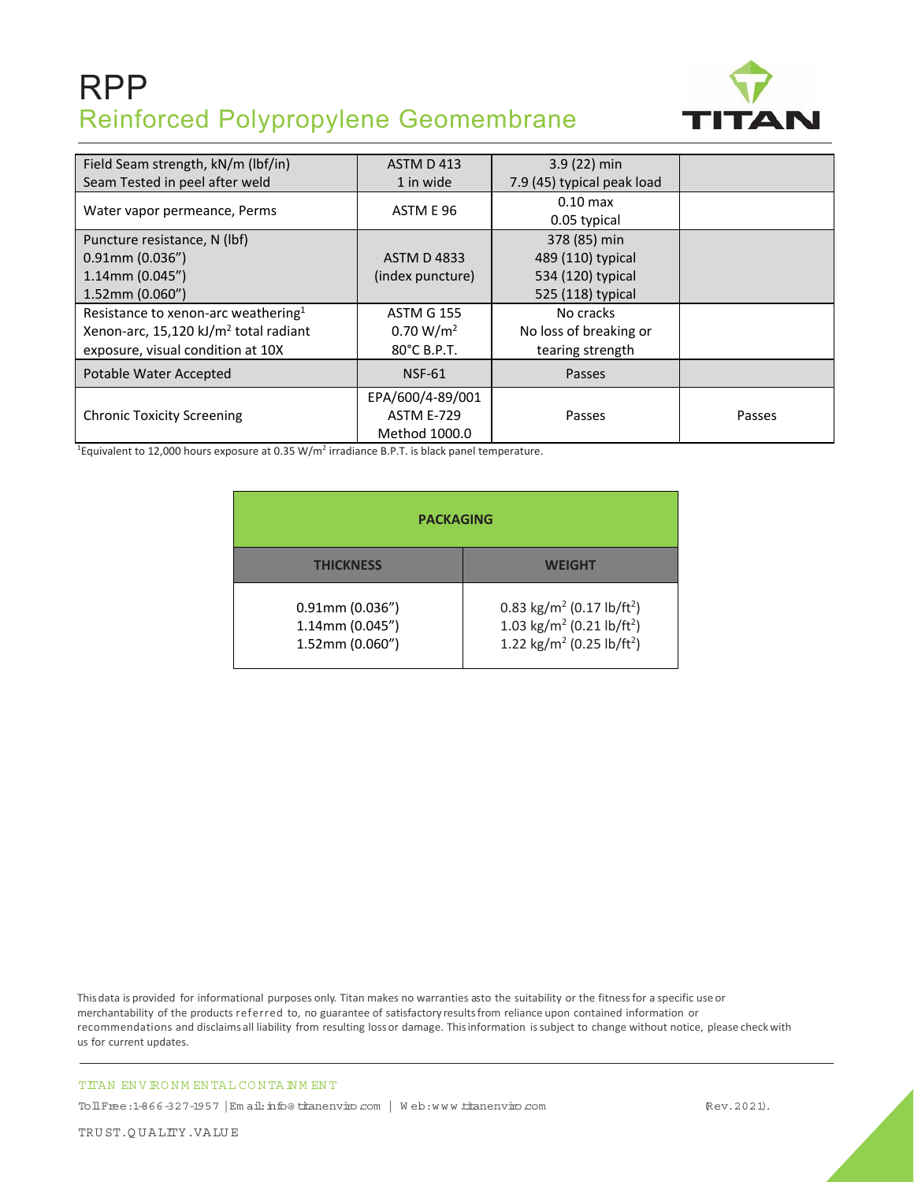# RPP

## Reinforced Polypropylene Geomembrane

| | | | |
|---|---|---|---|
| Field Seam strength, kN/m (lbf/in)<br>Seam Tested in peel after weld | ASTM D 413<br>1 in wide | 3.9 (22) min<br>7.9 (45) typical peak load | |
| Water vapor permeance, Perms | ASTM E 96 | 0.10 max<br>0.05 typical | |
| Puncture resistance, N (lbf)<br>0.91mm (0.036")<br>1.14mm (0.045")<br>1.52mm (0.060") | ASTM D 4833<br>(index puncture) | 378 (85) min<br>489 (110) typical<br>534 (120) typical<br>525 (118) typical | |
| Resistance to xenon-arc weathering[1]<br>Xenon-arc, 15,120 kJ/m² total radiant exposure, visual condition at 10X | ASTM G 155<br>0.70 W/m²<br>80°C B.P.T. | No cracks<br>No loss of breaking or tearing strength | |
| Potable Water Accepted | NSF-61 | Passes | |
| Chronic Toxicity Screening | EPA/600/4-89/001<br>ASTM E-729<br>Method 1000.0 | Passes | Passes |

[1]Equivalent to 12,000 hours exposure at 0.35 W/m² irradiance B.P.T. is black panel temperature.

| PACKAGING | |
|---|---|
| **THICKNESS** | **WEIGHT** |
| 0.91mm (0.036") | 0.83 kg/m² (0.17 lb/ft²) |
| 1.14mm (0.045") | 1.03 kg/m² (0.21 lb/ft²) |
| 1.52mm (0.060") | 1.22 kg/m² (0.25 lb/ft²) |

This data is provided for informational purposes only. Titan makes no warranties as to the suitability or the fitness for a specific use or merchantability of the products referred to, no guarantee of satisfactory results from reliance upon contained information or recommendations and disclaims all liability from resulting loss or damage. This information is subject to change without notice, please check with us for current updates.

TITAN ENVIRONMENTAL CONTAINMENT

Toll Free: 1-866-327-1957 | Email: info@titanenviro.com | Web: www.titanenviro.com (Rev. 2021).

TRUST. QUALITY. VALUE